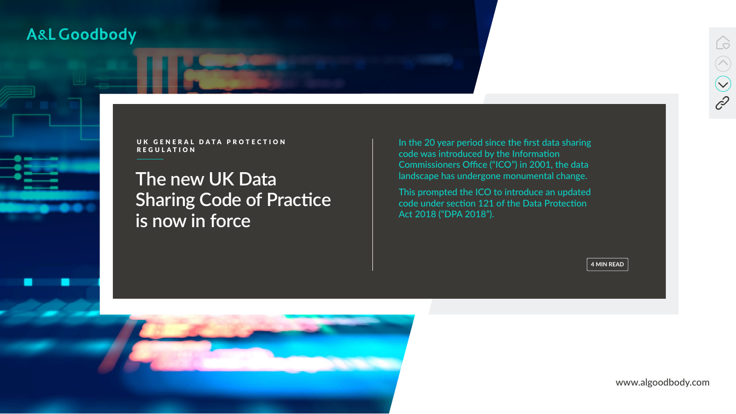A&L Goodbody

UK GENERAL DATA PROTECTION REGULATION

# The new UK Data Sharing Code of Practice is now in force

In the 20 year period since the first data sharing code was introduced by the Information Commissioners Office ("ICO") in 2001, the data landscape has undergone monumental change.

This prompted the ICO to introduce an updated code under section 121 of the Data Protection Act 2018 ("DPA 2018").

4 MIN READ

www.algoodbody.com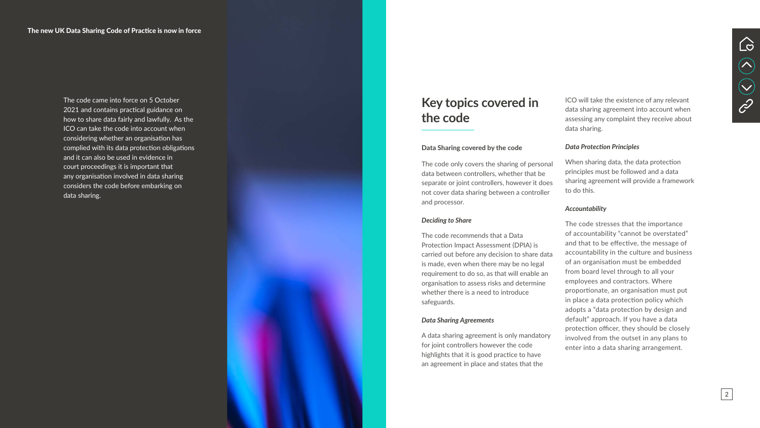The new UK Data Sharing Code of Practice is now in force

The code came into force on 5 October 2021 and contains practical guidance on how to share data fairly and lawfully. As the ICO can take the code into account when considering whether an organisation has complied with its data protection obligations and it can also be used in evidence in court proceedings it is important that any organisation involved in data sharing considers the code before embarking on data sharing.

## Key topics covered in the code

**Data Sharing covered by the code**

The code only covers the sharing of personal data between controllers, whether that be separate or joint controllers, however it does not cover data sharing between a controller and processor.

***Deciding to Share***

The code recommends that a Data Protection Impact Assessment (DPIA) is carried out before any decision to share data is made, even when there may be no legal requirement to do so, as that will enable an organisation to assess risks and determine whether there is a need to introduce safeguards.

***Data Sharing Agreements***

A data sharing agreement is only mandatory for joint controllers however the code highlights that it is good practice to have an agreement in place and states that the ICO will take the existence of any relevant data sharing agreement into account when assessing any complaint they receive about data sharing.

***Data Protection Principles***

When sharing data, the data protection principles must be followed and a data sharing agreement will provide a framework to do this.

***Accountability***

The code stresses that the importance of accountability "cannot be overstated" and that to be effective, the message of accountability in the culture and business of an organisation must be embedded from board level through to all your employees and contractors. Where proportionate, an organisation must put in place a data protection policy which adopts a "data protection by design and default" approach. If you have a data protection officer, they should be closely involved from the outset in any plans to enter into a data sharing arrangement.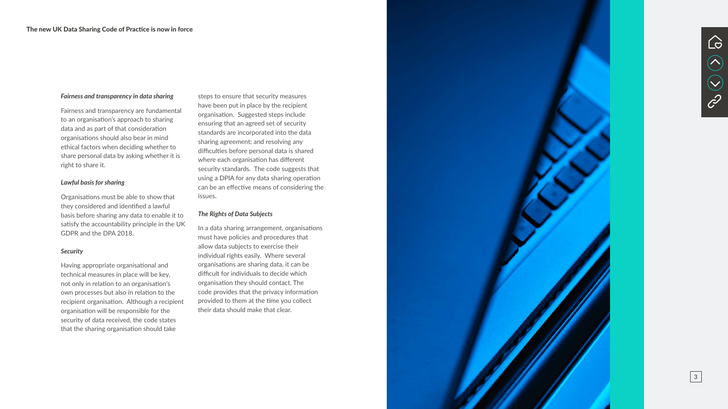### *Fairness and transparency in data sharing*

Fairness and transparency are fundamental to an organisation's approach to sharing data and as part of that consideration organisations should also bear in mind ethical factors when deciding whether to share personal data by asking whether it is right to share it.

### *Lawful basis for sharing*

Organisations must be able to show that they considered and identified a lawful basis before sharing any data to enable it to satisfy the accountability principle in the UK GDPR and the DPA 2018.

### *Security*

Having appropriate organisational and technical measures in place will be key, not only in relation to an organisation's own processes but also in relation to the recipient organisation. Although a recipient organisation will be responsible for the security of data received, the code states that the sharing organisation should take steps to ensure that security measures have been put in place by the recipient organisation. Suggested steps include ensuring that an agreed set of security standards are incorporated into the data sharing agreement; and resolving any difficulties before personal data is shared where each organisation has different security standards. The code suggests that using a DPIA for any data sharing operation can be an effective means of considering the issues.

### *The Rights of Data Subjects*

In a data sharing arrangement, organisations must have policies and procedures that allow data subjects to exercise their individual rights easily. Where several organisations are sharing data, it can be difficult for individuals to decide which organisation they should contact. The code provides that the privacy information provided to them at the time you collect their data should make that clear.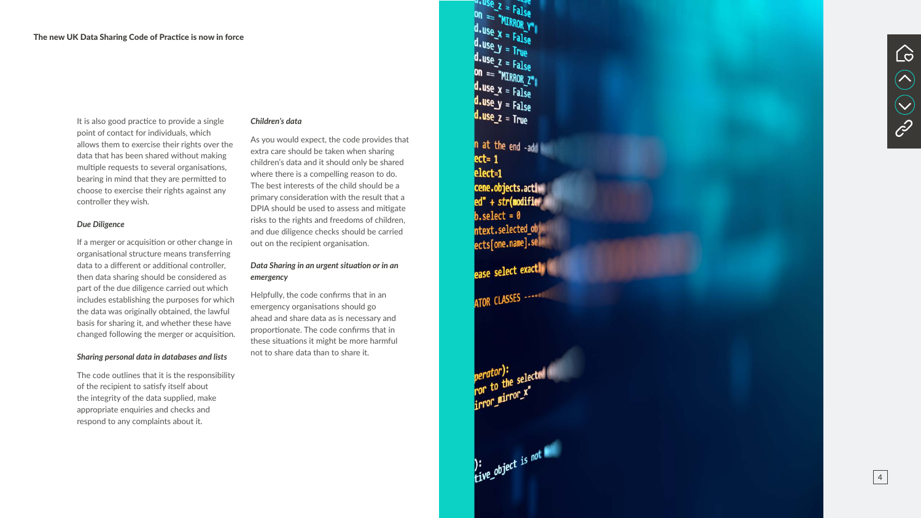It is also good practice to provide a single point of contact for individuals, which allows them to exercise their rights over the data that has been shared without making multiple requests to several organisations, bearing in mind that they are permitted to choose to exercise their rights against any controller they wish.

### *Due Diligence*

If a merger or acquisition or other change in organisational structure means transferring data to a different or additional controller, then data sharing should be considered as part of the due diligence carried out which includes establishing the purposes for which the data was originally obtained, the lawful basis for sharing it, and whether these have changed following the merger or acquisition.

### *Sharing personal data in databases and lists*

The code outlines that it is the responsibility of the recipient to satisfy itself about the integrity of the data supplied, make appropriate enquiries and checks and respond to any complaints about it.

### *Children's data*

As you would expect, the code provides that extra care should be taken when sharing children's data and it should only be shared where there is a compelling reason to do. The best interests of the child should be a primary consideration with the result that a DPIA should be used to assess and mitigate risks to the rights and freedoms of children, and due diligence checks should be carried out on the recipient organisation.

### *Data Sharing in an urgent situation or in an emergency*

Helpfully, the code confirms that in an emergency organisations should go ahead and share data as is necessary and proportionate. The code confirms that in these situations it might be more harmful not to share data than to share it.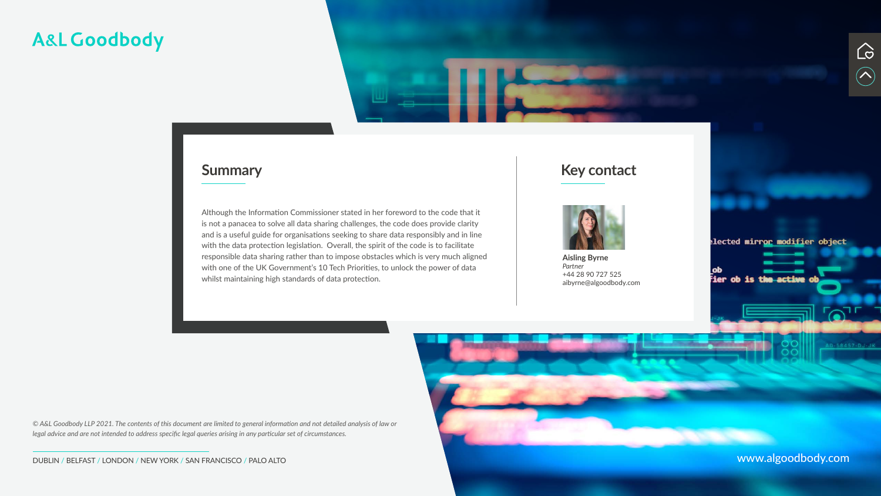A&L Goodbody

## Summary

Although the Information Commissioner stated in her foreword to the code that it is not a panacea to solve all data sharing challenges, the code does provide clarity and is a useful guide for organisations seeking to share data responsibly and in line with the data protection legislation. Overall, the spirit of the code is to facilitate responsible data sharing rather than to impose obstacles which is very much aligned with one of the UK Government's 10 Tech Priorities, to unlock the power of data whilst maintaining high standards of data protection.

## Key contact

**Aisling Byrne**
*Partner*
+44 28 90 727 525
aibyrne@algoodbody.com

*© A&L Goodbody LLP 2021. The contents of this document are limited to general information and not detailed analysis of law or legal advice and are not intended to address specific legal queries arising in any particular set of circumstances.*

DUBLIN / BELFAST / LONDON / NEW YORK / SAN FRANCISCO / PALO ALTO

www.algoodbody.com